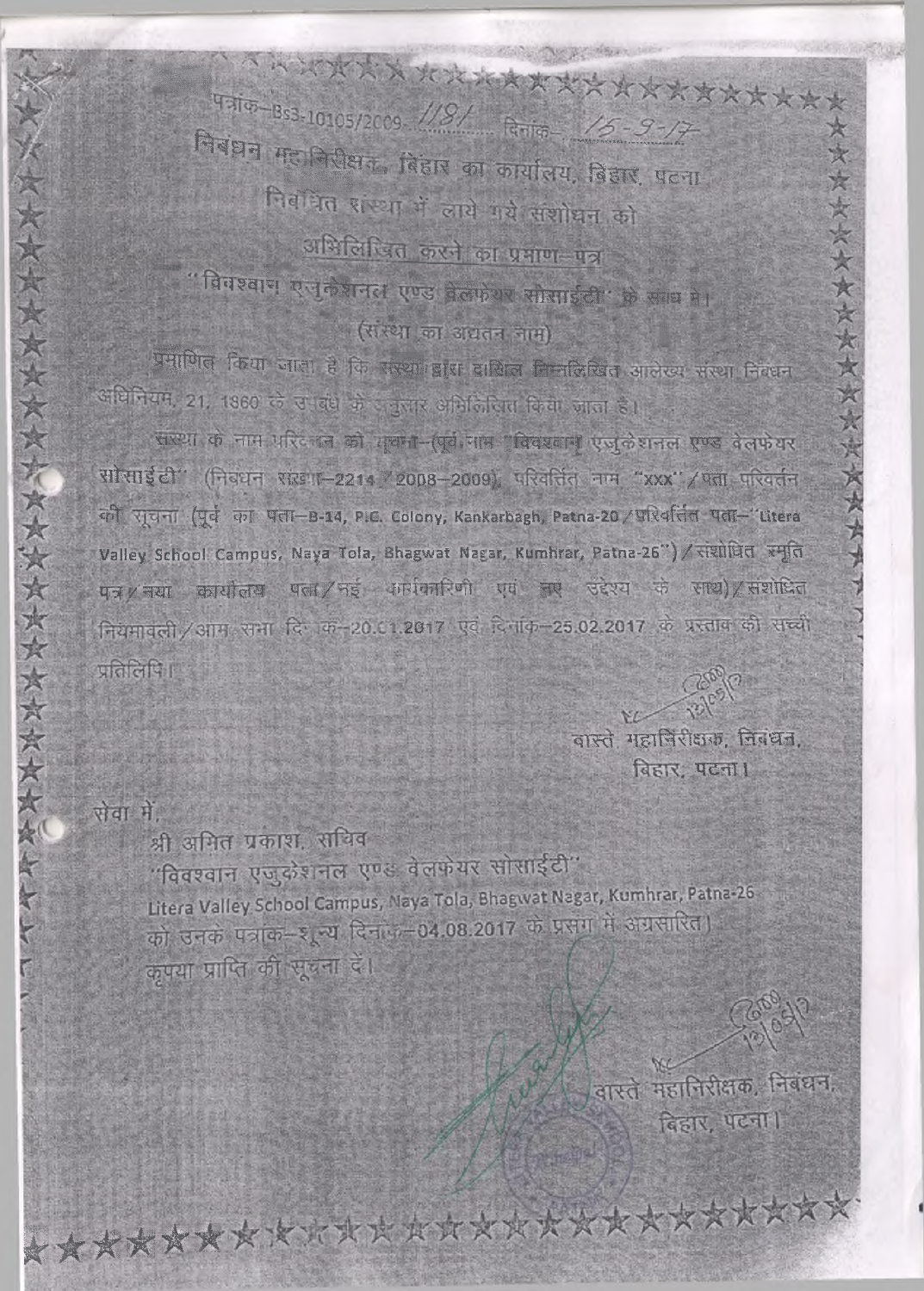पत्रांक–Bs3-10105/2009- 1191 दिनांक– 15-9-17

निबंधन महानिरीक्षक, बिहार का कार्यालय, बिहार, पटना

निबंधित संस्था में लाये गये संशोधन को

## अभिलिखित करने का प्रमाण–पत्र

"विवश्वान एजुकेशनल एण्ड वेलफेयर सोसाईटी" के संबंध में।

(संस्था का अद्यतन नाम)

प्रमाणित किया जाता है कि संस्था द्वारा दाखिल निम्नलिखित आलेख्य संस्था निबंधन अधिनियम, 21, 1860 के उपबंध के अनुसार अभिलिखित किया जाता है।

संस्था के नाम परिवर्तन की सूचना–(पूर्व नाम "विवश्वान् एजुकेशनल एण्ड वेलफेयर सोसाईटी" (निबंधन संख्या–2214 /2008–2009), परिवर्तित नाम "xxx" / पता परिवर्तन की सूचना (पूर्व का पता–B-14, P.C. Colony, Kankarbagh, Patna-20 / परिवर्तित पता–"Litera Valley School Campus, Naya Tola, Bhagwat Nagar, Kumhrar, Patna-26") / संशोधित स्मृति पत्र / नया कार्यालय पता / नई कार्यकारिणी एवं नए उद्देश्य के साथ) / संशोधित नियमावली / आम सभा दिनांक–20.01.2017 एवं दिनांक–25.02.2017 के प्रस्ताव की सच्ची प्रतिलिपि।

वास्ते महानिरीक्षक, निबंधन,
बिहार, पटना।

सेवा में,

श्री अमित प्रकाश, सचिव
"विवश्वान एजुकेशनल एण्ड वेलफेयर सोसाईटी"
Litera Valley School Campus, Naya Tola, Bhagwat Nagar, Kumhrar, Patna-26
को उनके पत्रांक–शून्य दिनांक–04.08.2017 के प्रसंग में अग्रसारित।
कृपया प्राप्ति की सूचना दें।

वास्ते महानिरीक्षक, निबंधन,
बिहार, पटना।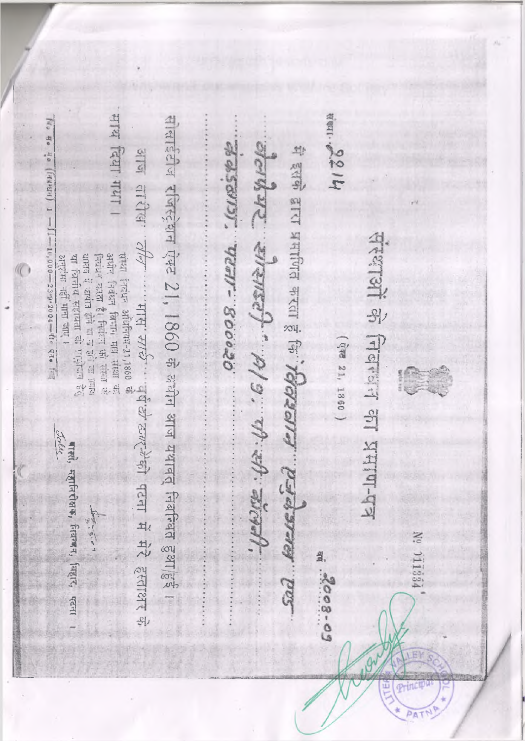# संस्थाओं के निबन्धन का प्रमाण-पत्र

No 111884

(ऐक्ट 21, 1860)

संख्या 2214 सन् 2008-09

मैं इसके द्वारा प्रमाणित करता हूँ कि लिटरेवैली एजुकेशनल ट्रस्ट वेलफेयर सोसाइटी, A/9, पी.सी. कॉलोनी, कंकड़बाग, पटना-800020 सोसाईटीज रजिस्ट्रेशन एक्ट 21, 1860 के अधीन आज यथावत् निबन्धित हुआ/हुई।

आज तारीख तीन मास मार्च वर्ष दो हजार नौ को पटना में मेरे हस्ताक्षर के साथ दिया गया।

संस्था निबंधन अधिनियम-21,1860 के अधीन निबंधन किसी भी संस्था या निबंधन कराता है निबंधन की संस्था से वास्तव में अर्पित होने या न होने का प्रमाण या वित्तीय सहायता के प्रतीक हेतु अनुशंसा नहीं माना जाए।

भारसी, महानिरीक्षक, निबन्धन, बिहार, पटना।

नि० स० मु० (निबंधन) 1—11—10,000—23-9-2004—ई० एच० सि०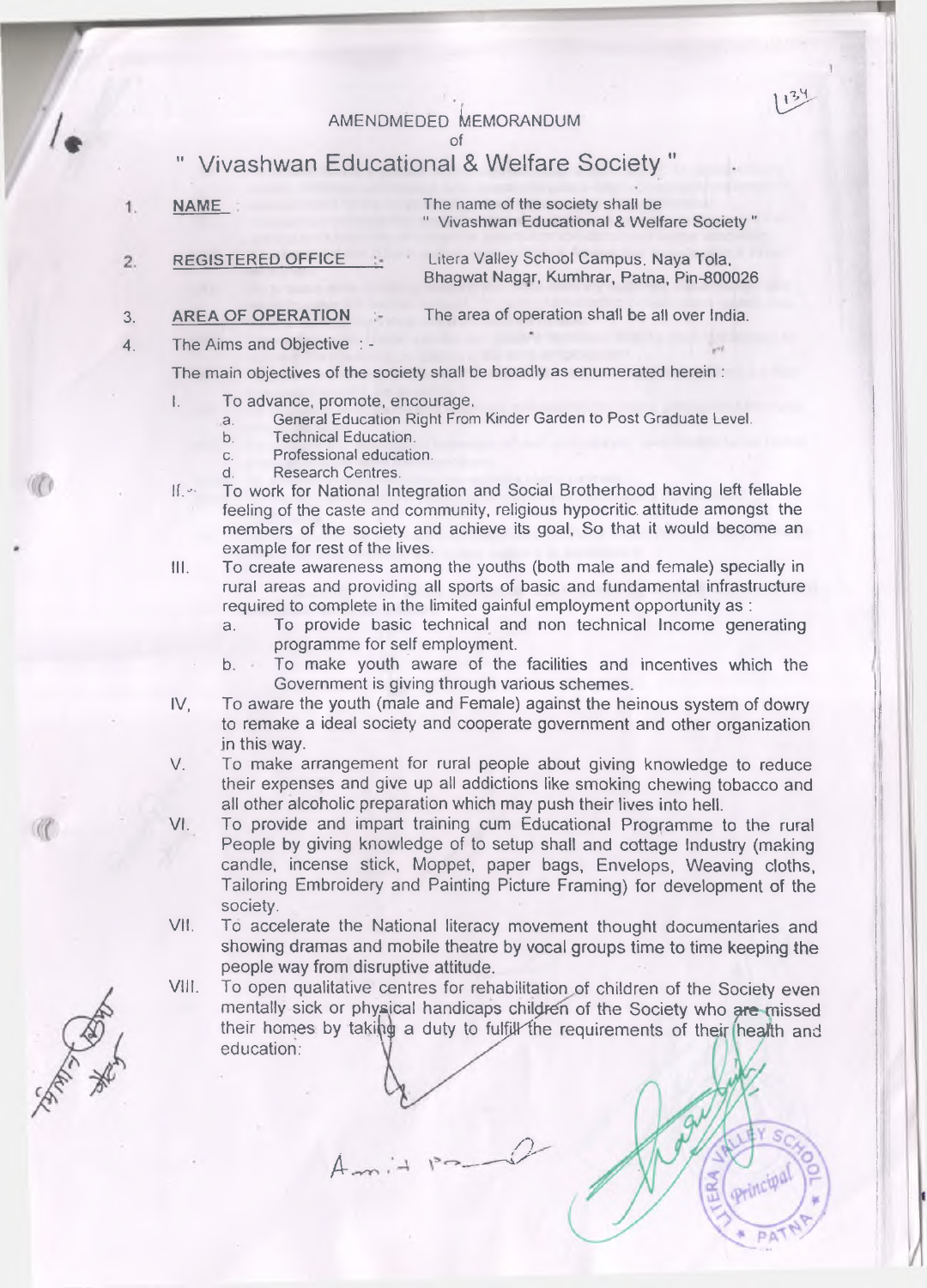AMENDMEDED MEMORANDUM

of

# " Vivashwan Educational & Welfare Society "

1. **NAME** : The name of the society shall be " Vivashwan Educational & Welfare Society "

2. **REGISTERED OFFICE** :- Litera Valley School Campus, Naya Tola, Bhagwat Nagar, Kumhrar, Patna, Pin-800026

3. **AREA OF OPERATION** :- The area of operation shall be all over India.

4. The Aims and Objective : -

The main objectives of the society shall be broadly as enumerated herein :

I. To advance, promote, encourage,
   a. General Education Right From Kinder Garden to Post Graduate Level.
   b. Technical Education.
   c. Professional education.
   d. Research Centres.

II. To work for National Integration and Social Brotherhood having left fellable feeling of the caste and community, religious hypocritic attitude amongst the members of the society and achieve its goal, So that it would become an example for rest of the lives.

III. To create awareness among the youths (both male and female) specially in rural areas and providing all sports of basic and fundamental infrastructure required to complete in the limited gainful employment opportunity as :
   a. To provide basic technical and non technical Income generating programme for self employment.
   b. To make youth aware of the facilities and incentives which the Government is giving through various schemes.

IV, To aware the youth (male and Female) against the heinous system of dowry to remake a ideal society and cooperate government and other organization in this way.

V. To make arrangement for rural people about giving knowledge to reduce their expenses and give up all addictions like smoking chewing tobacco and all other alcoholic preparation which may push their lives into hell.

VI. To provide and impart training cum Educational Programme to the rural People by giving knowledge of to setup shall and cottage Industry (making candle, incense stick, Moppet, paper bags, Envelops, Weaving cloths, Tailoring Embroidery and Painting Picture Framing) for development of the society.

VII. To accelerate the National literacy movement thought documentaries and showing dramas and mobile theatre by vocal groups time to time keeping the people way from disruptive attitude.

VIII. To open qualitative centres for rehabilitation of children of the Society even mentally sick or physical handicaps children of the Society who are missed their homes by taking a duty to fulfill the requirements of their health and education: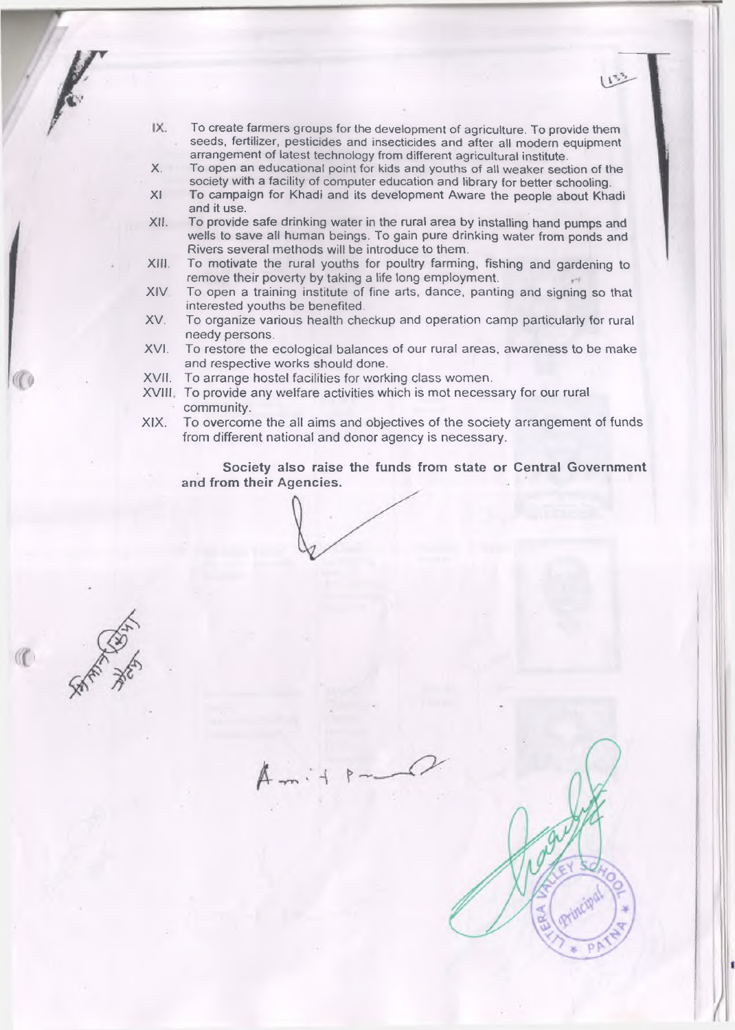IX. To create farmers groups for the development of agriculture. To provide them seeds, fertilizer, pesticides and insecticides and after all modern equipment arrangement of latest technology from different agricultural institute.

X. To open an educational point for kids and youths of all weaker section of the society with a facility of computer education and library for better schooling.

XI To campaign for Khadi and its development Aware the people about Khadi and it use.

XII. To provide safe drinking water in the rural area by installing hand pumps and wells to save all human beings. To gain pure drinking water from ponds and Rivers several methods will be introduce to them.

XIII. To motivate the rural youths for poultry farming, fishing and gardening to remove their poverty by taking a life long employment.

XIV. To open a training institute of fine arts, dance, panting and signing so that interested youths be benefited.

XV. To organize various health checkup and operation camp particularly for rural needy persons.

XVI. To restore the ecological balances of our rural areas, awareness to be make and respective works should done.

XVII. To arrange hostel facilities for working class women.

XVIII. To provide any welfare activities which is mot necessary for our rural community.

XIX. To overcome the all aims and objectives of the society arrangement of funds from different national and donor agency is necessary.

**Society also raise the funds from state or Central Government and from their Agencies.**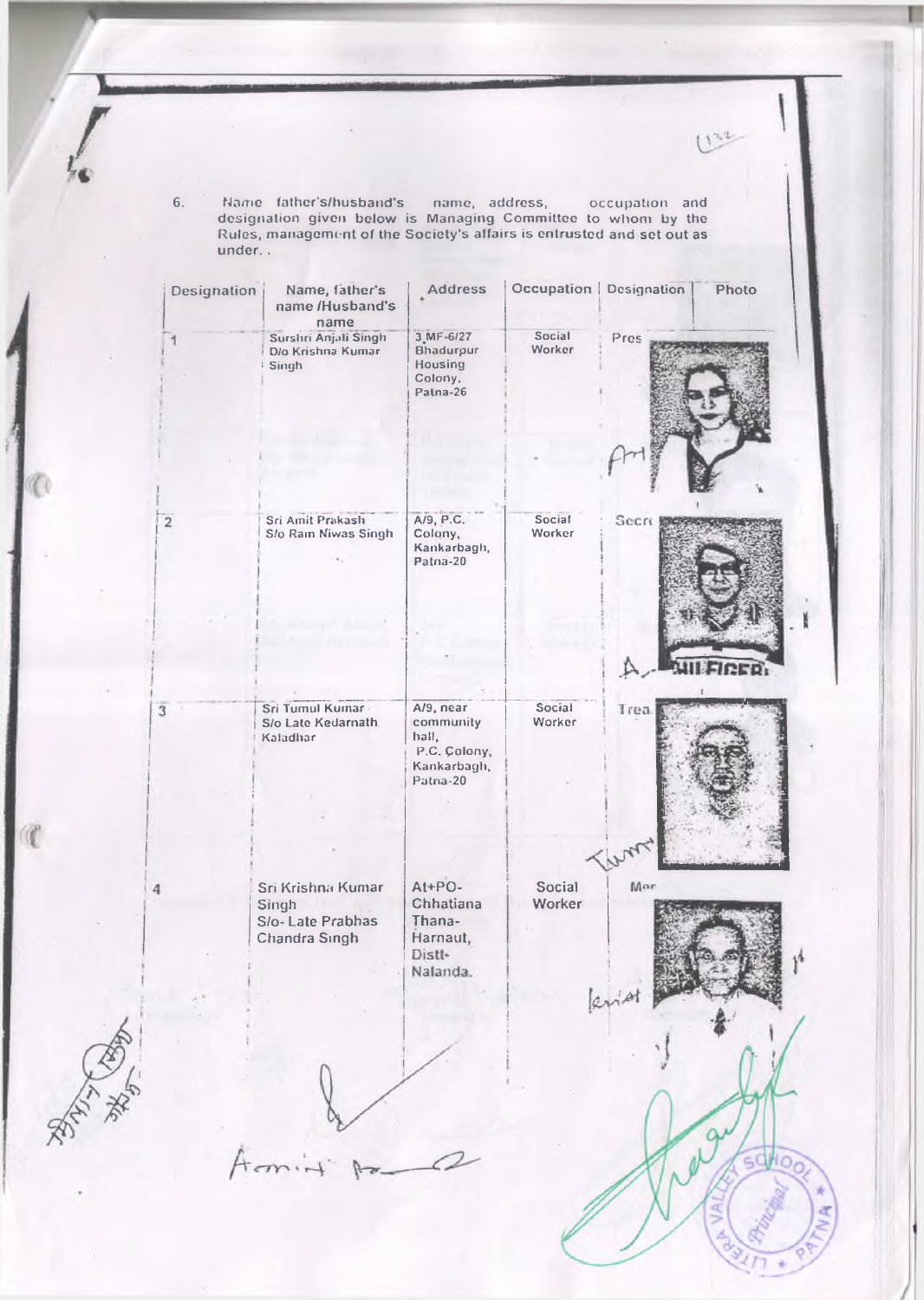6. Name father's/husband's name, address, occupation and designation given below is Managing Committee to whom by the Rules, management of the Society's affairs is entrusted and set out as under. .

| Designation | Name, father's name /Husband's name | Address | Occupation | Designation | Photo |
|---|---|---|---|---|---|
| 1 | Surshri Anjali Singh D/o Krishna Kumar Singh | 3,MF-6/27 Bhadurpur Housing Colony, Patna-26 | Social Worker | Pres | |
| 2 | Sri Amit Prakash S/o Ram Niwas Singh | A/9, P.C. Colony, Kankarbagh, Patna-20 | Social Worker | Secr | |
| 3 | Sri Tumul Kumar S/o Late Kedarnath Kaladhar | A/9, near community hall, P.C. Colony, Kankarbagh, Patna-20 | Social Worker | Trea | |
| 4 | Sri Krishna Kumar Singh S/o- Late Prabhas Chandra Singh | At+PO- Chhatiana Thana- Harnaut, Distt- Nalanda. | Social Worker | Mer | |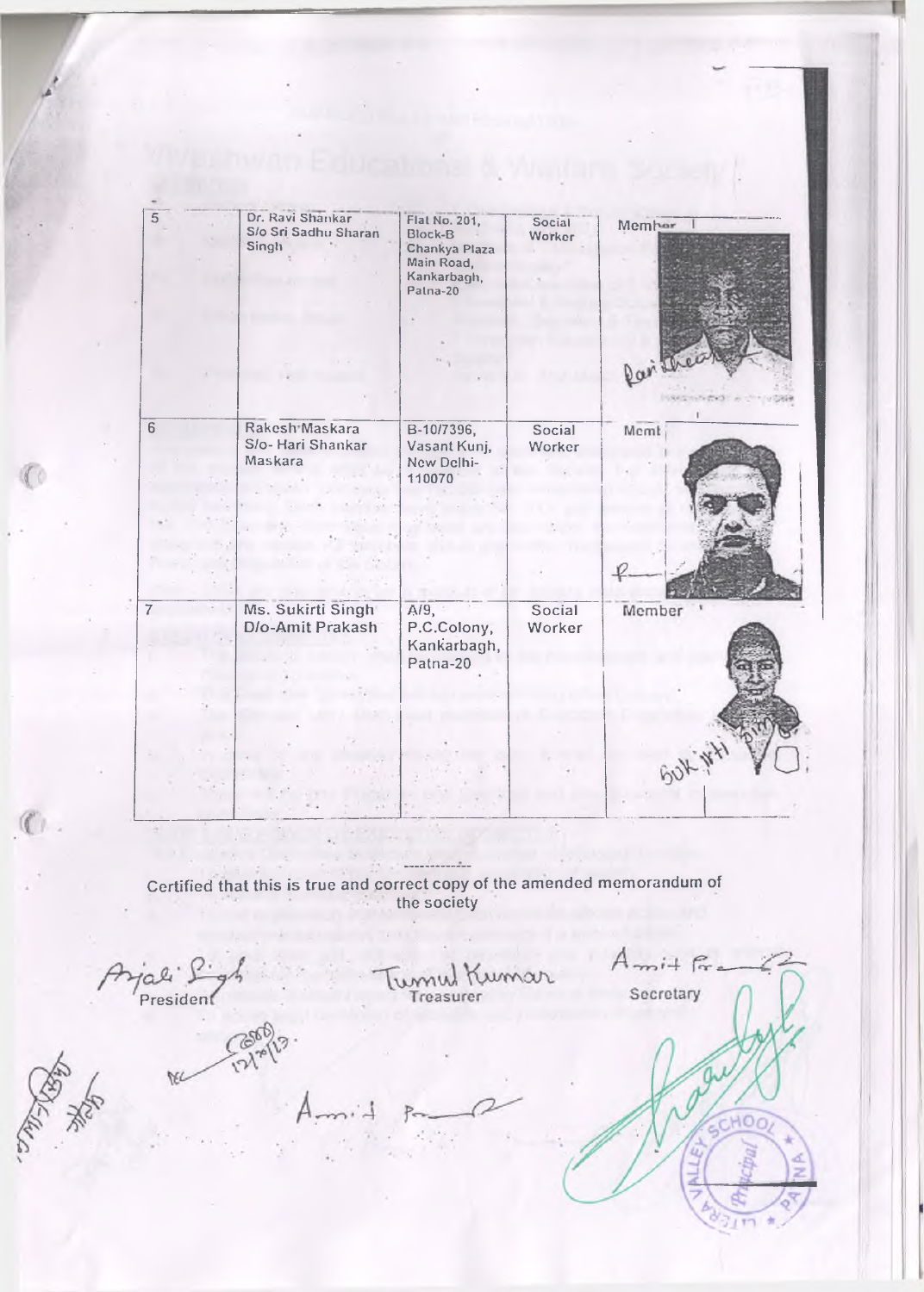| 5 | Dr. Ravi Shankar S/o Sri Sadhu Sharan Singh | Flat No. 201, Block-B Chankya Plaza Main Road, Kankarbagh, Patna-20 | Social Worker | Member |
|---|---|---|---|---|
| 6 | Rakesh Maskara S/o- Hari Shankar Maskara | B-10/7396, Vasant Kunj, New Delhi-110070 | Social Worker | Member |
| 7 | Ms. Sukirti Singh D/o-Amit Prakash | A/9, P.C.Colony, Kankarbagh, Patna-20 | Social Worker | Member |

Certified that this is true and correct copy of the amended memorandum of the society

President

Treasurer

Secretary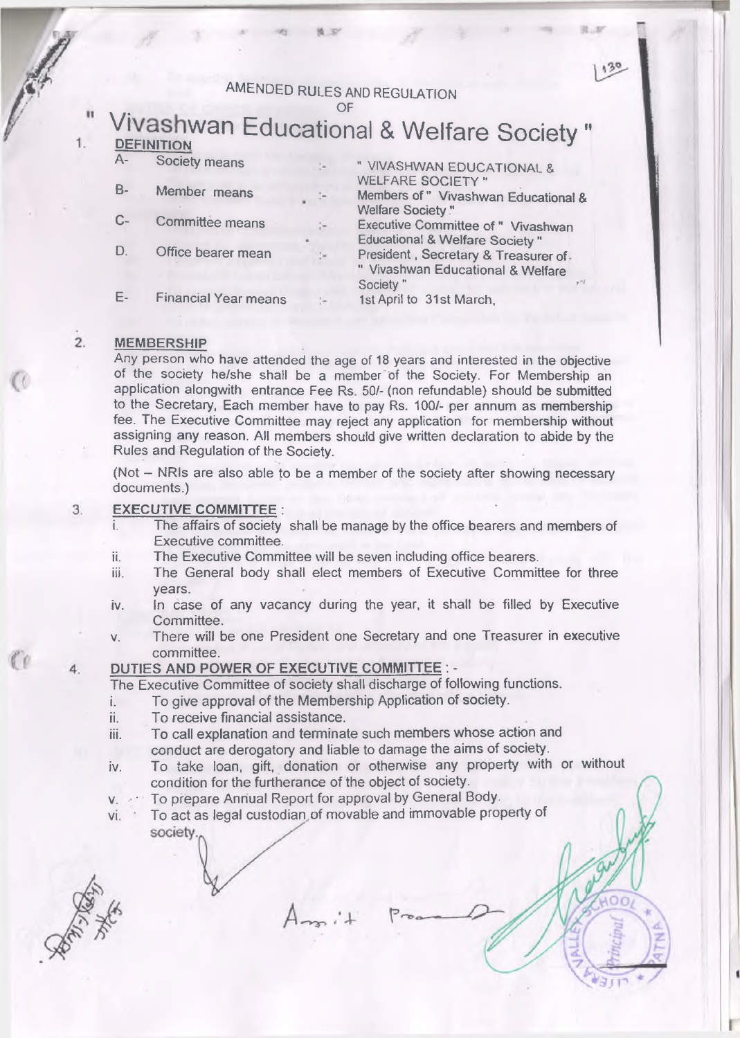AMENDED RULES AND REGULATION
OF

# " Vivashwan Educational & Welfare Society "

1. **DEFINITION**

| | | | |
|---|---|---|---|
| A- | Society means | :- | " VIVASHWAN EDUCATIONAL & WELFARE SOCIETY " |
| B- | Member means | :- | Members of " Vivashwan Educational & Welfare Society " |
| C- | Committee means | :- | Executive Committee of " Vivashwan Educational & Welfare Society " |
| D. | Office bearer mean | :- | President , Secretary & Treasurer of " Vivashwan Educational & Welfare Society " |
| E- | Financial Year means | :- | 1st April to 31st March, |

2. **MEMBERSHIP**

Any person who have attended the age of 18 years and interested in the objective of the society he/she shall be a member of the Society. For Membership an application alongwith entrance Fee Rs. 50/- (non refundable) should be submitted to the Secretary, Each member have to pay Rs. 100/- per annum as membership fee. The Executive Committee may reject any application for membership without assigning any reason. All members should give written declaration to abide by the Rules and Regulation of the Society.

(Not – NRIs are also able to be a member of the society after showing necessary documents.)

3. **EXECUTIVE COMMITTEE** :

   i. The affairs of society shall be manage by the office bearers and members of Executive committee.
   ii. The Executive Committee will be seven including office bearers.
   iii. The General body shall elect members of Executive Committee for three years.
   iv. In case of any vacancy during the year, it shall be filled by Executive Committee.
   v. There will be one President one Secretary and one Treasurer in executive committee.

4. **DUTIES AND POWER OF EXECUTIVE COMMITTEE** : -

The Executive Committee of society shall discharge of following functions.

   i. To give approval of the Membership Application of society.
   ii. To receive financial assistance.
   iii. To call explanation and terminate such members whose action and conduct are derogatory and liable to damage the aims of society.
   iv. To take loan, gift, donation or otherwise any property with or without condition for the furtherance of the object of society.
   v. To prepare Annual Report for approval by General Body.
   vi. To act as legal custodian of movable and immovable property of society.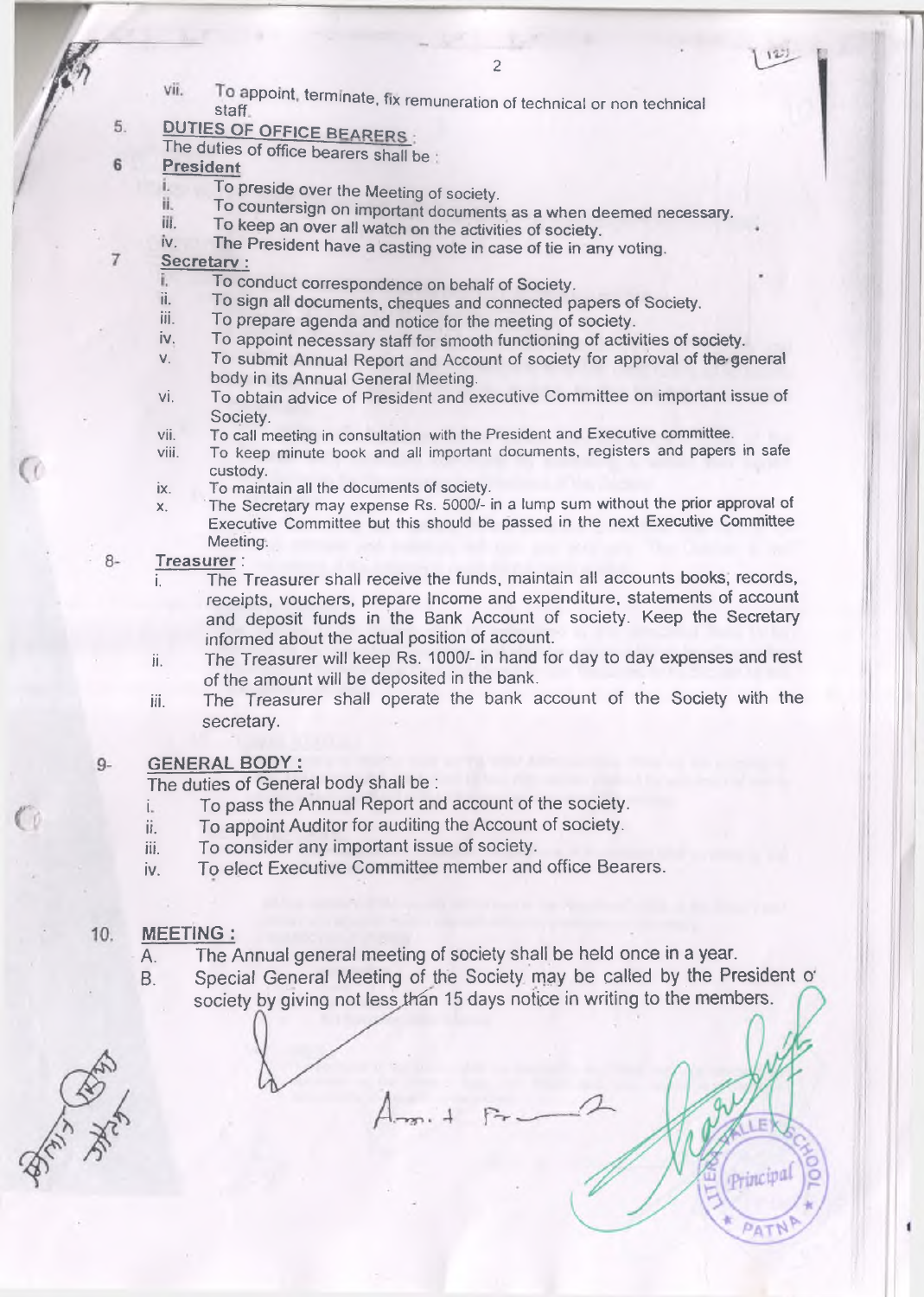vii. To appoint, terminate, fix remuneration of technical or non technical staff.

5. **DUTIES OF OFFICE BEARERS :**

The duties of office bearers shall be :

6 **President**

i. To preside over the Meeting of society.
ii. To countersign on important documents as a when deemed necessary.
iii. To keep an over all watch on the activities of society.
iv. The President have a casting vote in case of tie in any voting.

7 **Secretary :**

i. To conduct correspondence on behalf of Society.
ii. To sign all documents, cheques and connected papers of Society.
iii. To prepare agenda and notice for the meeting of society.
iv. To appoint necessary staff for smooth functioning of activities of society.
v. To submit Annual Report and Account of society for approval of the general body in its Annual General Meeting.
vi. To obtain advice of President and executive Committee on important issue of Society.
vii. To call meeting in consultation with the President and Executive committee.
viii. To keep minute book and all important documents, registers and papers in safe custody.
ix. To maintain all the documents of society.
x. The Secretary may expense Rs. 5000/- in a lump sum without the prior approval of Executive Committee but this should be passed in the next Executive Committee Meeting.

8- **Treasurer :**

i. The Treasurer shall receive the funds, maintain all accounts books, records, receipts, vouchers, prepare Income and expenditure, statements of account and deposit funds in the Bank Account of society. Keep the Secretary informed about the actual position of account.
ii. The Treasurer will keep Rs. 1000/- in hand for day to day expenses and rest of the amount will be deposited in the bank.
iii. The Treasurer shall operate the bank account of the Society with the secretary.

9- **GENERAL BODY :**

The duties of General body shall be :

i. To pass the Annual Report and account of the society.
ii. To appoint Auditor for auditing the Account of society.
iii. To consider any important issue of society.
iv. To elect Executive Committee member and office Bearers.

10. **MEETING :**

A. The Annual general meeting of society shall be held once in a year.
B. Special General Meeting of the Society may be called by the President of society by giving not less than 15 days notice in writing to the members.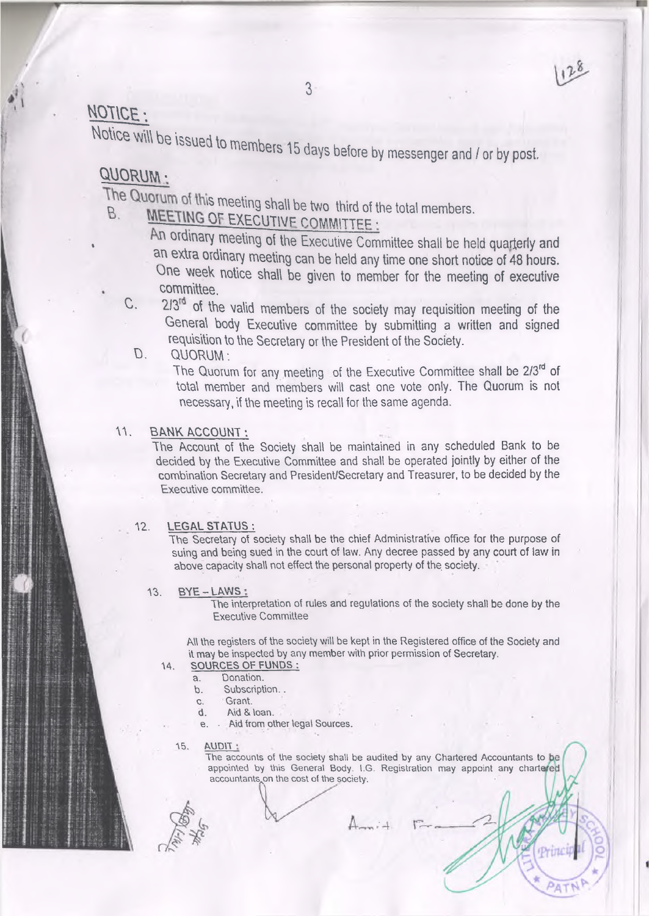## NOTICE :

Notice will be issued to members 15 days before by messenger and / or by post.

## QUORUM :

The Quorum of this meeting shall be two third of the total members.

B. **MEETING OF EXECUTIVE COMMITTEE :**

An ordinary meeting of the Executive Committee shall be held quarterly and an extra ordinary meeting can be held any time one short notice of 48 hours. One week notice shall be given to member for the meeting of executive committee.

C. 2/3rd of the valid members of the society may requisition meeting of the General body Executive committee by submitting a written and signed requisition to the Secretary or the President of the Society.

D. QUORUM :

The Quorum for any meeting of the Executive Committee shall be 2/3rd of total member and members will cast one vote only. The Quorum is not necessary, if the meeting is recall for the same agenda.

11. **BANK ACCOUNT :**

The Account of the Society shall be maintained in any scheduled Bank to be decided by the Executive Committee and shall be operated jointly by either of the combination Secretary and President/Secretary and Treasurer, to be decided by the Executive committee.

12. **LEGAL STATUS :**

The Secretary of society shall be the chief Administrative office for the purpose of suing and being sued in the court of law. Any decree passed by any court of law in above capacity shall not effect the personal property of the society.

13. **BYE – LAWS :**

The interpretation of rules and regulations of the society shall be done by the Executive Committee

All the registers of the society will be kept in the Registered office of the Society and it may be inspected by any member with prior permission of Secretary.

14. **SOURCES OF FUNDS :**
    - a. Donation.
    - b. Subscription. .
    - c. Grant.
    - d. Aid & loan.
    - e. Aid from other legal Sources.

15. **AUDIT :**

The accounts of the society shall be audited by any Chartered Accountants to be appointed by this General Body. I.G. Registration may appoint any chartered accountants on the cost of the society.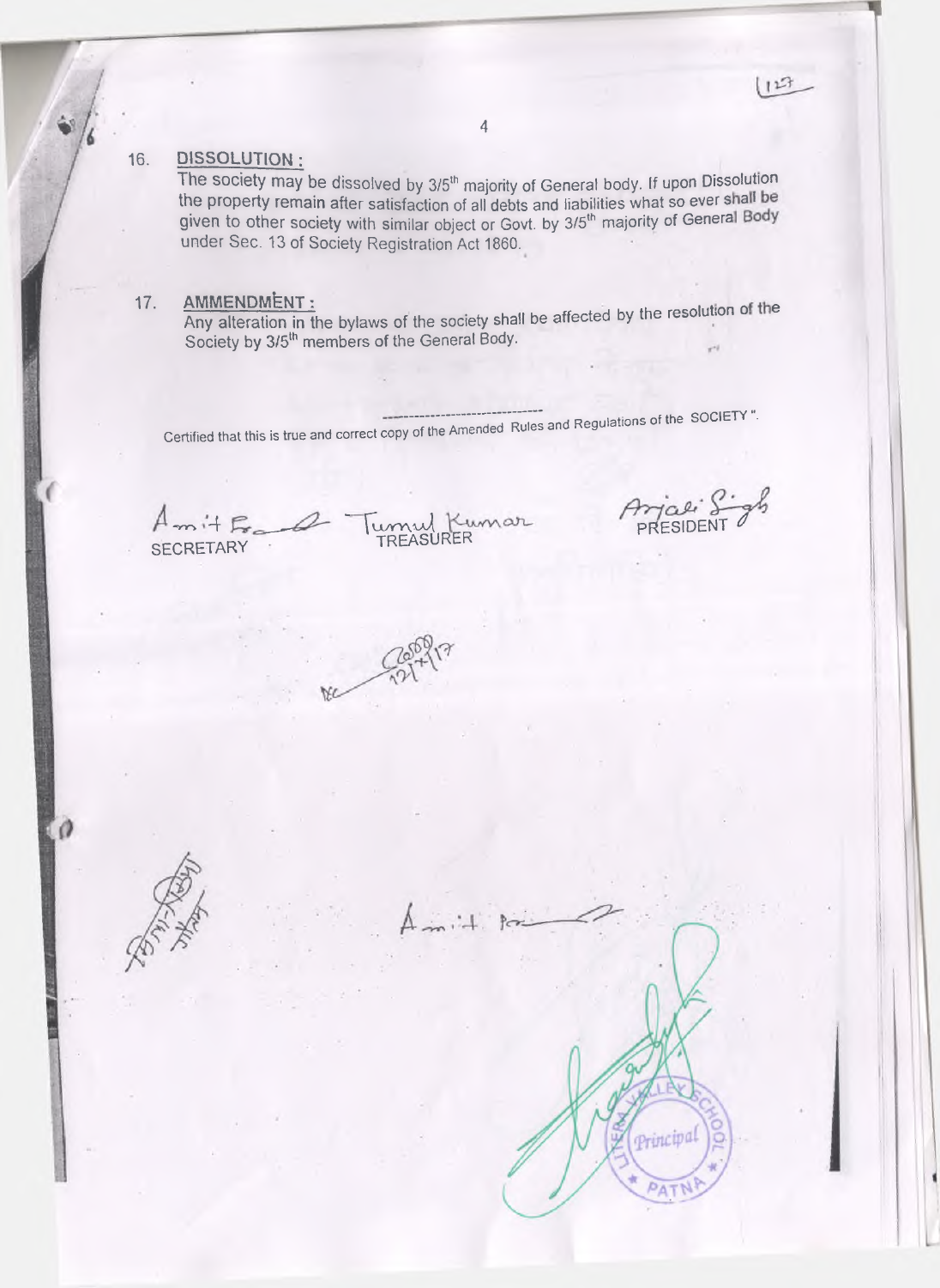16. **DISSOLUTION :**

The society may be dissolved by 3/5[th] majority of General body. If upon Dissolution the property remain after satisfaction of all debts and liabilities what so ever shall be given to other society with similar object or Govt. by 3/5[th] majority of General Body under Sec. 13 of Society Registration Act 1860.

17. **AMMENDMENT :**

Any alteration in the bylaws of the society shall be affected by the resolution of the Society by 3/5[th] members of the General Body.

---

Certified that this is true and correct copy of the Amended Rules and Regulations of the SOCIETY ".

Amit Prasad — SECRETARY  
Tumul Kumar — TREASURER  
Anjali Singh — PRESIDENT

Principal  
LITERA VALLEY SCHOOL  
PATNA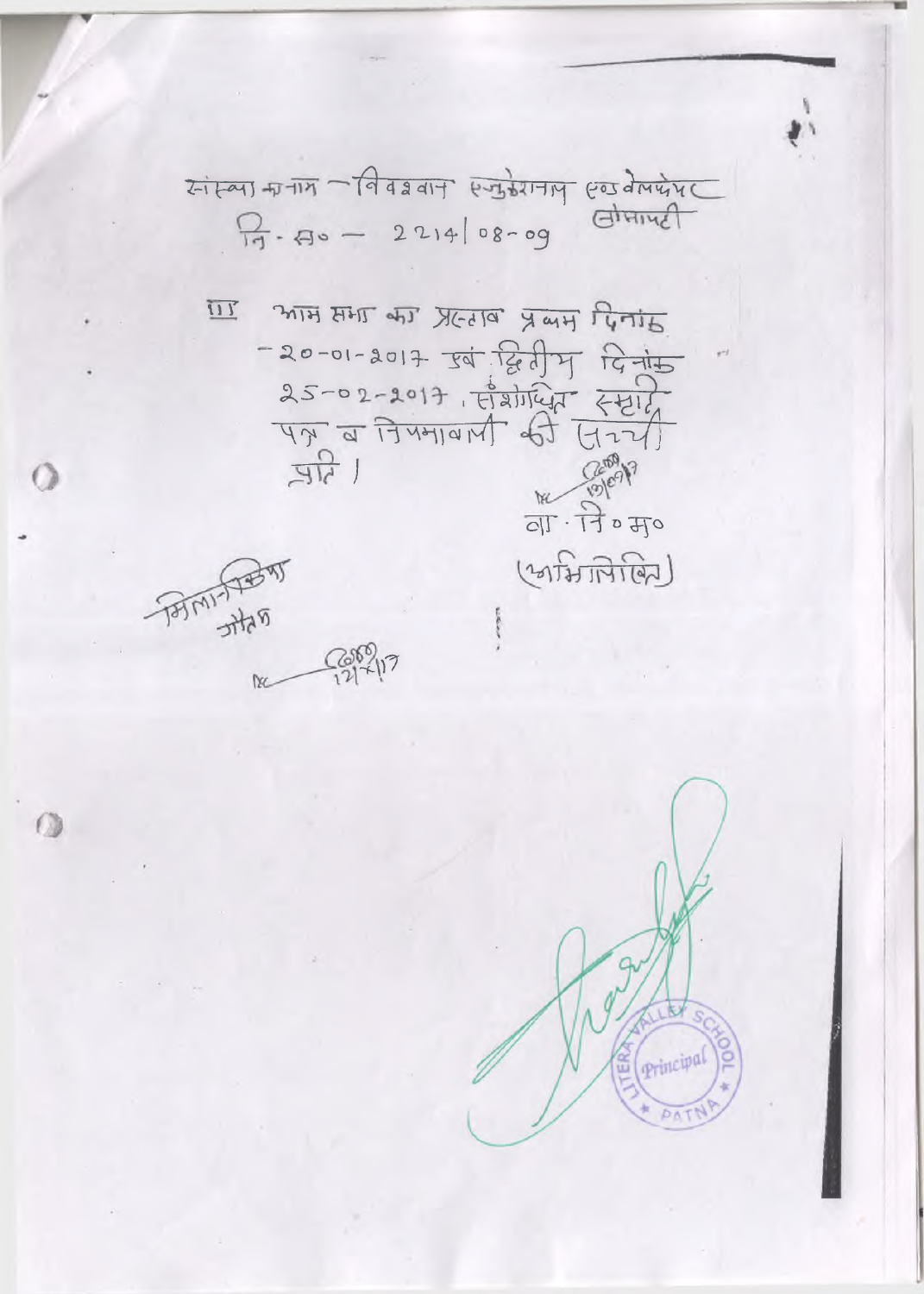संस्था का नाम – विश्ववान एजुकेशनल एण्ड वेलफेयर सोसायटी

नि. सं० – 2214/08-09

III आम सभा का प्रस्ताव प्रथम दिनांक -20-01-2017 एवं द्वितीय दिनांक 25-02-2017, संशोधित स्मार पत्र व नियमावली की सच्ची प्रति।

सा. नि० स०

(अभिप्रमाणित)

मिलान किया

गौतम

Principal

LITERA VALLEY SCHOOL

PATNA